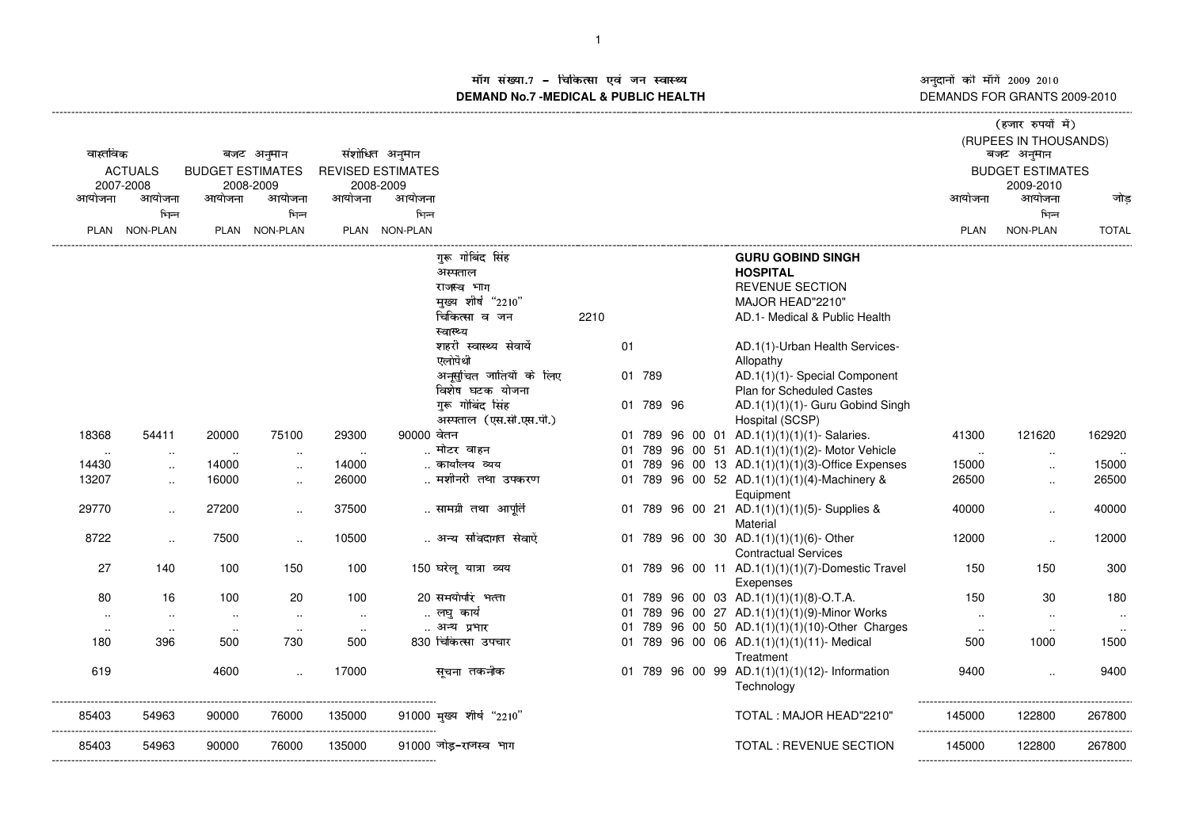# माँग संख्या.7 – चिकित्सा एवं जन स्वास्थ्य
# DEMAND No.7 -MEDICAL & PUBLIC HEALTH

अनुदानों की माँगें 2009 2010
DEMANDS FOR GRANTS 2009-2010

(हजार रुपयों में)
(RUPEES IN THOUSANDS)

| वास्तविक ACTUALS 2007-2008 | | बजट अनुमान BUDGET ESTIMATES 2008-2009 | | संशोधित अनुमान REVISED ESTIMATES 2008-2009 | | | | | बजट अनुमान BUDGET ESTIMATES 2009-2010 | | |
|---|---|---|---|---|---|---|---|---|---|---|---|
| आयोजना PLAN | आयोजना भिन्न NON-PLAN | आयोजना PLAN | आयोजना भिन्न NON-PLAN | आयोजना PLAN | आयोजना भिन्न NON-PLAN | | | | आयोजना PLAN | आयोजना भिन्न NON-PLAN | जोड़ TOTAL |
| | | | | | | गुरू गोबिंद सिंह अस्पताल | | **GURU GOBIND SINGH HOSPITAL** | | | |
| | | | | | | राजस्व भाग | | REVENUE SECTION | | | |
| | | | | | | मुख्य शीर्ष "2210" | | MAJOR HEAD"2210" | | | |
| | | | | | | चिकित्सा व जन स्वास्थ्य | 2210 | AD.1- Medical & Public Health | | | |
| | | | | | | शहरी स्वास्थ्य सेवायें एलोपेथी | 01 | AD.1(1)-Urban Health Services-Allopathy | | | |
| | | | | | | अनूसूचित जातियों के लिए विशेष घटक योजना | 01 789 | AD.1(1)(1)- Special Component Plan for Scheduled Castes | | | |
| | | | | | | गुरू गोबिंद सिंह अस्पताल (एस.सी.एस.पी.) | 01 789 96 | AD.1(1)(1)(1)- Guru Gobind Singh Hospital (SCSP) | | | |
| 18368 | 54411 | 20000 | 75100 | 29300 | 90000 | वेतन | 01 789 96 00 01 | AD.1(1)(1)(1)(1)- Salaries. | 41300 | 121620 | 162920 |
| .. | .. | .. | .. | .. | .. | मोटर वाहन | 01 789 96 00 51 | AD.1(1)(1)(1)(2)- Motor Vehicle | .. | .. | .. |
| 14430 | .. | 14000 | .. | 14000 | .. | कार्यालय व्यय | 01 789 96 00 13 | AD.1(1)(1)(1)(3)-Office Expenses | 15000 | .. | 15000 |
| 13207 | .. | 16000 | .. | 26000 | .. | मशीनरी तथा उपकरण | 01 789 96 00 52 | AD.1(1)(1)(1)(4)-Machinery & Equipment | 26500 | .. | 26500 |
| 29770 | .. | 27200 | .. | 37500 | .. | सामग्री तथा आपूर्ति | 01 789 96 00 21 | AD.1(1)(1)(1)(5)- Supplies & Material | 40000 | .. | 40000 |
| 8722 | .. | 7500 | .. | 10500 | .. | अन्य संविदागत सेवाऐं | 01 789 96 00 30 | AD.1(1)(1)(1)(6)- Other Contractual Services | 12000 | .. | 12000 |
| 27 | 140 | 100 | 150 | 100 | 150 | घरेलू यात्रा व्यय | 01 789 96 00 11 | AD.1(1)(1)(1)(7)-Domestic Travel Expenses | 150 | 150 | 300 |
| 80 | 16 | 100 | 20 | 100 | 20 | समयोपरि भत्ता | 01 789 96 00 03 | AD.1(1)(1)(1)(8)-O.T.A. | 150 | 30 | 180 |
| .. | .. | .. | .. | .. | .. | लघु कार्य | 01 789 96 00 27 | AD.1(1)(1)(1)(9)-Minor Works | .. | .. | .. |
| .. | .. | .. | .. | .. | .. | अन्य प्रभार | 01 789 96 00 50 | AD.1(1)(1)(1)(10)-Other Charges | .. | .. | .. |
| 180 | 396 | 500 | 730 | 500 | 830 | चिकित्सा उपचार | 01 789 96 00 06 | AD.1(1)(1)(1)(11)- Medical Treatment | 500 | 1000 | 1500 |
| 619 | | 4600 | .. | 17000 | | सूचना तकनीक | 01 789 96 00 99 | AD.1(1)(1)(1)(12)- Information Technology | 9400 | .. | 9400 |
| 85403 | 54963 | 90000 | 76000 | 135000 | 91000 | मुख्य शीर्ष "2210" | | TOTAL : MAJOR HEAD"2210" | 145000 | 122800 | 267800 |
| 85403 | 54963 | 90000 | 76000 | 135000 | 91000 | जोड़-राजस्व भाग | | TOTAL : REVENUE SECTION | 145000 | 122800 | 267800 |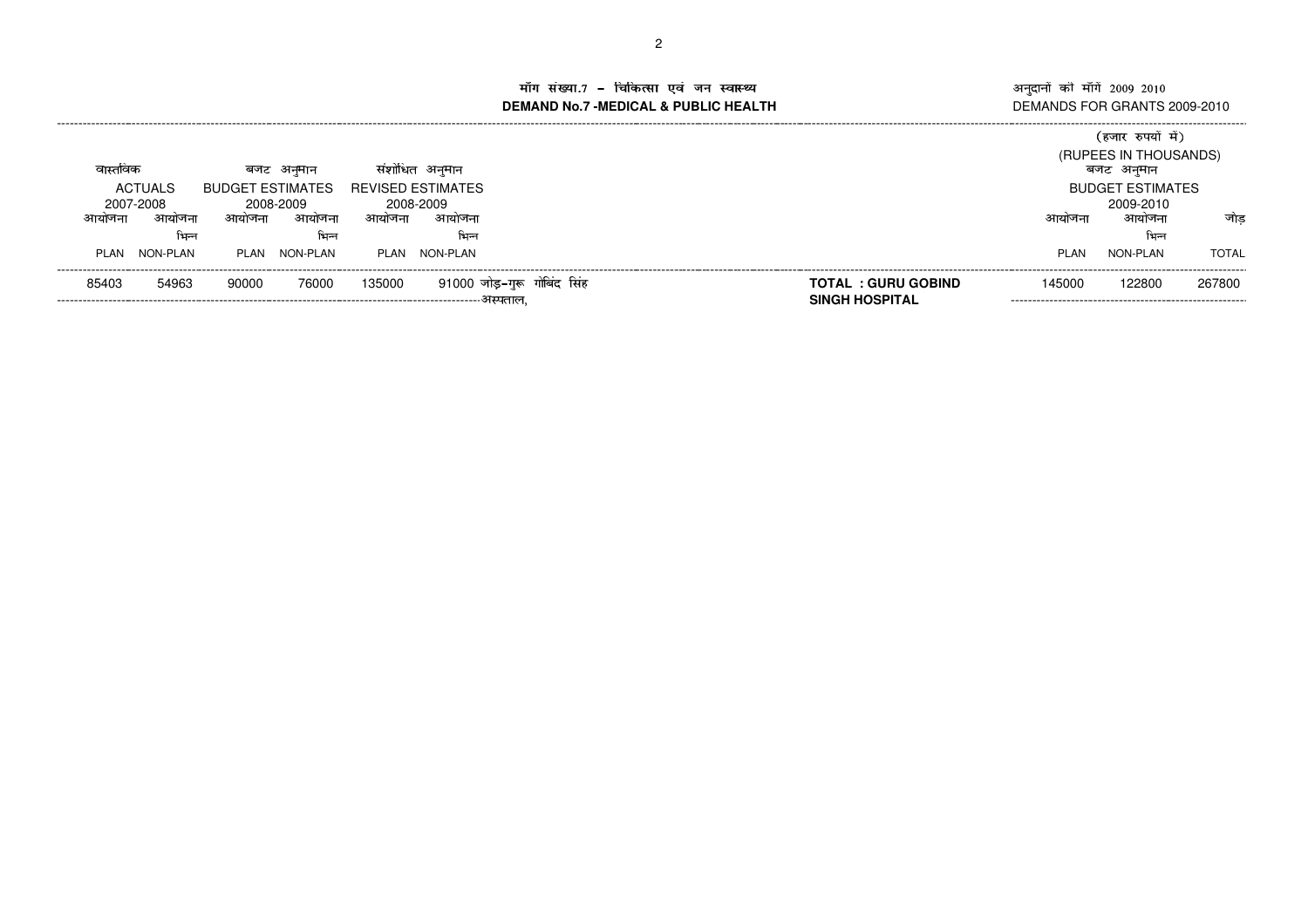मॉग संख्या.7 – चिकित्सा एवं जन स्वास्थ्य
**DEMAND No.7 -MEDICAL & PUBLIC HEALTH**

अनुदानों की माँगें 2009 2010
DEMANDS FOR GRANTS 2009-2010

(हजार रुपयों में)
(RUPEES IN THOUSANDS)

| वास्तविक ACTUALS 2007-2008 | | बजट अनुमान BUDGET ESTIMATES 2008-2009 | | संशोधित अनुमान REVISED ESTIMATES 2008-2009 | | | | बजट अनुमान BUDGET ESTIMATES 2009-2010 | | |
|---|---|---|---|---|---|---|---|---|---|---|
| आयोजना PLAN | आयोजना भिन्न NON-PLAN | आयोजना PLAN | आयोजना भिन्न NON-PLAN | आयोजना PLAN | आयोजना भिन्न NON-PLAN | | | आयोजना PLAN | आयोजना भिन्न NON-PLAN | जोड़ TOTAL |
| 85403 | 54963 | 90000 | 76000 | 135000 | 91000 | जोड़-गुरू गोबिंद सिंह अस्पताल, | **TOTAL : GURU GOBIND SINGH HOSPITAL** | 145000 | 122800 | 267800 |